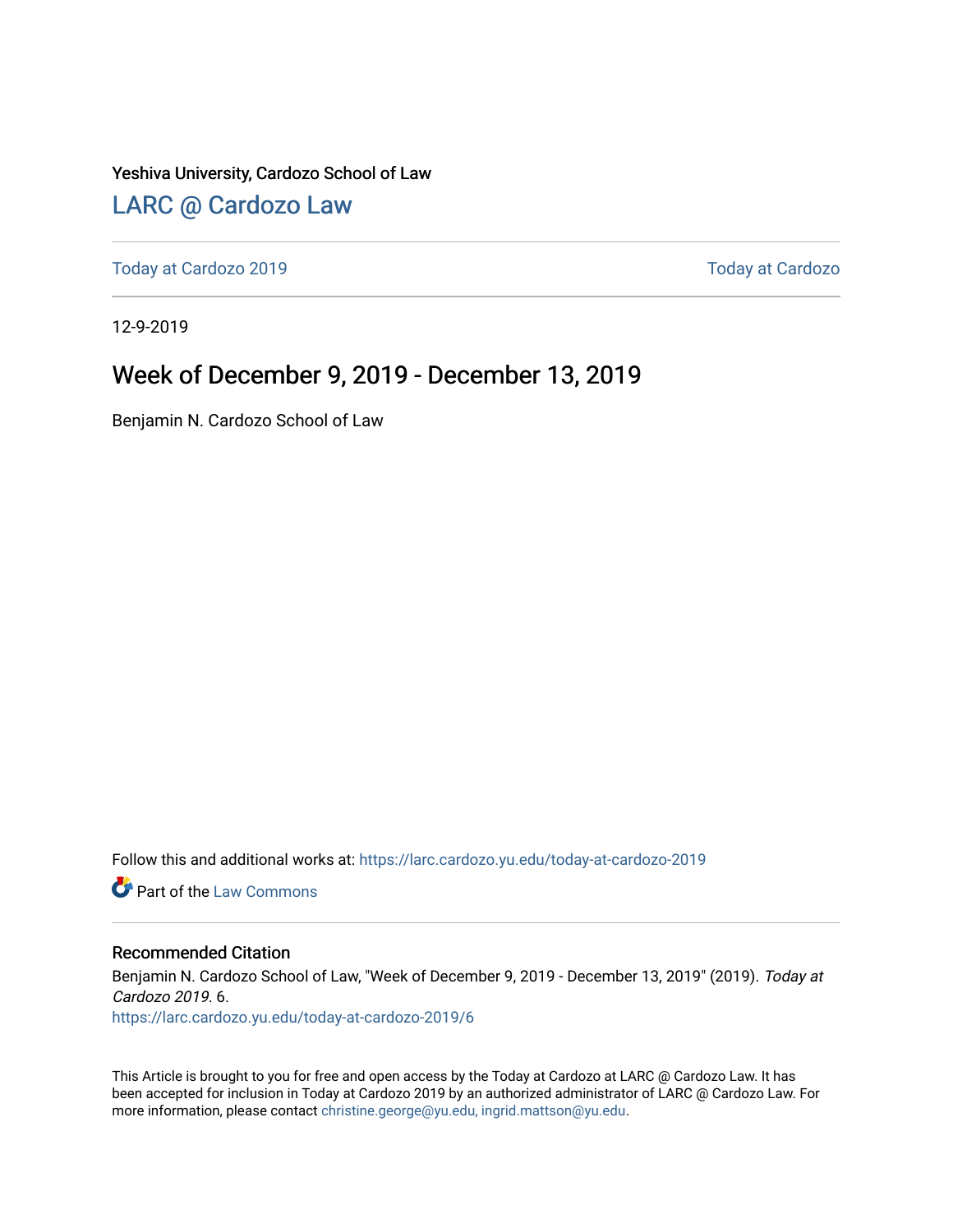Yeshiva University, Cardozo School of Law

## LARC @ Cardozo Law

Today at Cardozo 2019 | Today at Cardozo

12-9-2019

# Week of December 9, 2019 - December 13, 2019

Benjamin N. Cardozo School of Law

Follow this and additional works at: https://larc.cardozo.yu.edu/today-at-cardozo-2019

Part of the Law Commons

### Recommended Citation

Benjamin N. Cardozo School of Law, "Week of December 9, 2019 - December 13, 2019" (2019). *Today at Cardozo 2019*. 6.
https://larc.cardozo.yu.edu/today-at-cardozo-2019/6

This Article is brought to you for free and open access by the Today at Cardozo at LARC @ Cardozo Law. It has been accepted for inclusion in Today at Cardozo 2019 by an authorized administrator of LARC @ Cardozo Law. For more information, please contact christine.george@yu.edu, ingrid.mattson@yu.edu.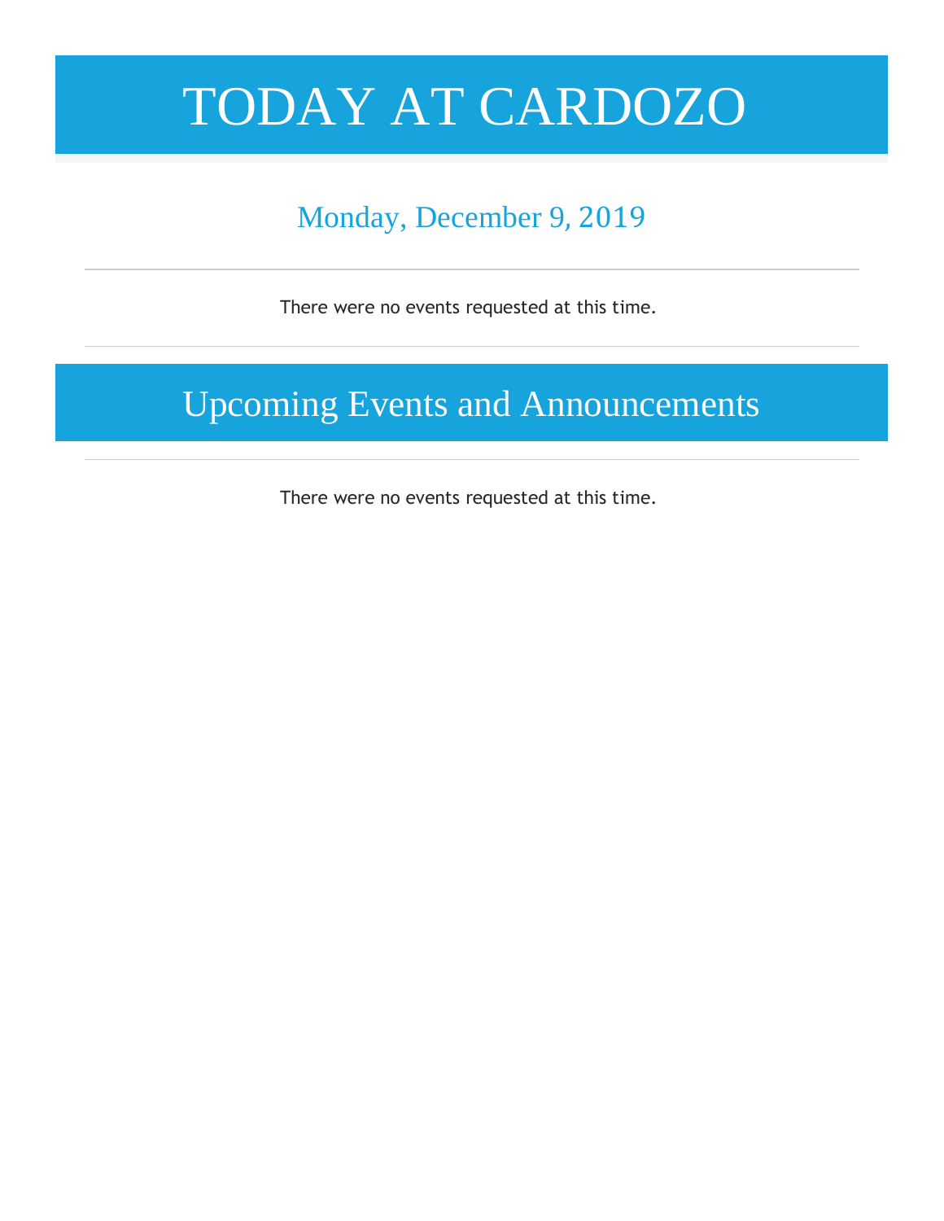# TODAY AT CARDOZO

## Monday, December 9, 2019

---

There were no events requested at this time.

---

# Upcoming Events and Announcements

---

There were no events requested at this time.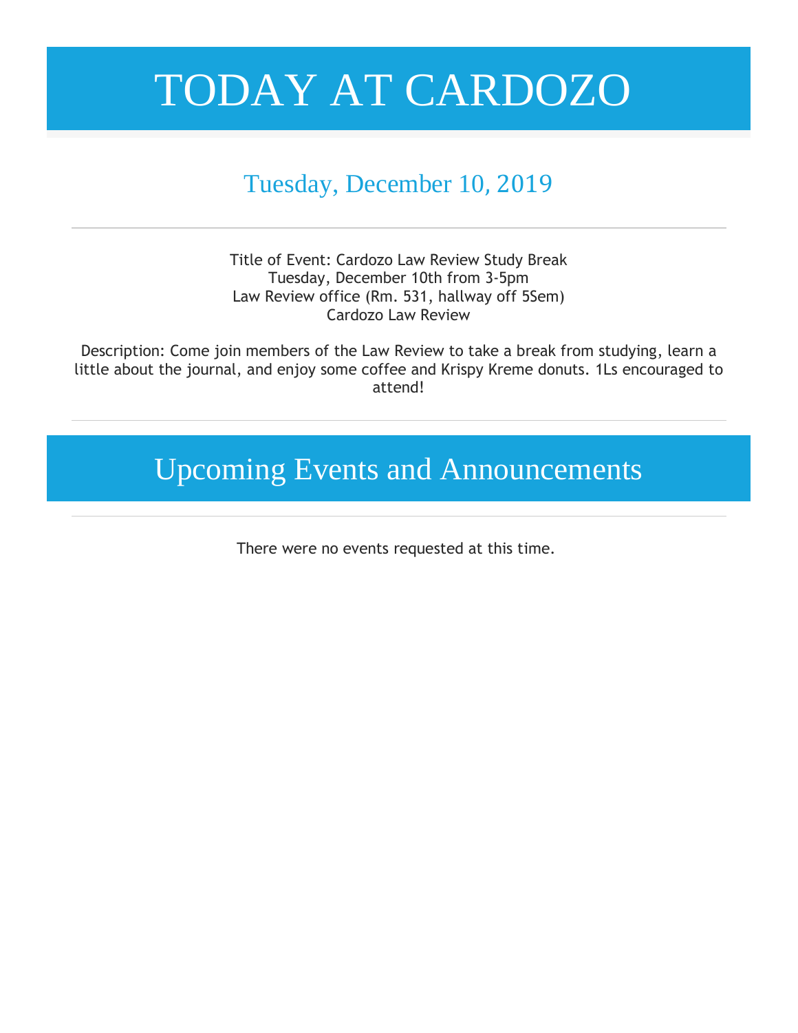# TODAY AT CARDOZO

## Tuesday, December 10, 2019

---

Title of Event: Cardozo Law Review Study Break
Tuesday, December 10th from 3-5pm
Law Review office (Rm. 531, hallway off 5Sem)
Cardozo Law Review

Description: Come join members of the Law Review to take a break from studying, learn a little about the journal, and enjoy some coffee and Krispy Kreme donuts. 1Ls encouraged to attend!

---

## Upcoming Events and Announcements

---

There were no events requested at this time.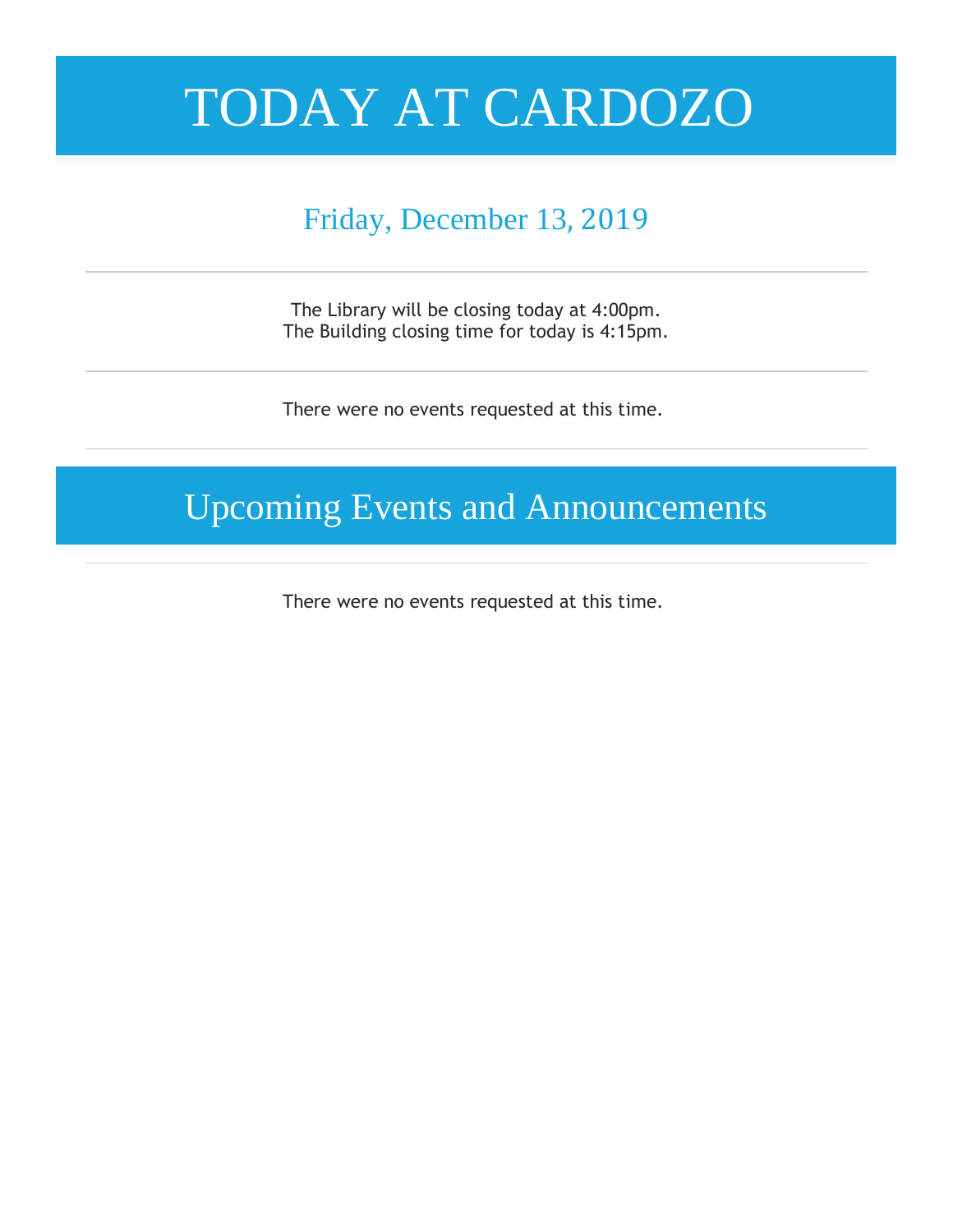# TODAY AT CARDOZO

## Friday, December 13, 2019

---

The Library will be closing today at 4:00pm.
The Building closing time for today is 4:15pm.

---

There were no events requested at this time.

---

# Upcoming Events and Announcements

---

There were no events requested at this time.